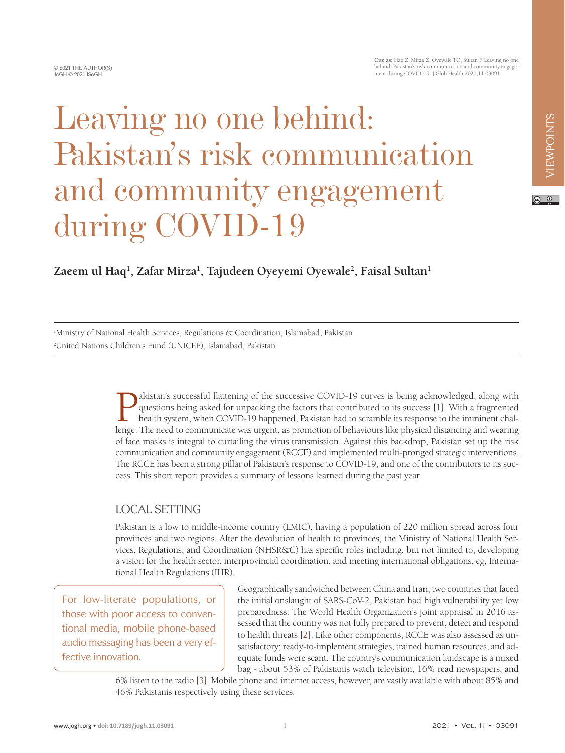© 2021 THE AUTHOR(S)
JoGH © 2021 ISoGH

**Cite as:** Haq Z, Mirza Z, Oyewale TO, Sultan F. Leaving no one behind: Pakistan's risk communication and community engagement during COVID-19. J Glob Health 2021;11:03091.

VIEWPOINTS

# Leaving no one behind: Pakistan's risk communication and community engagement during COVID-19

**Zaeem ul Haq[1], Zafar Mirza[1], Tajudeen Oyeyemi Oyewale[2], Faisal Sultan[1]**

[1]Ministry of National Health Services, Regulations & Coordination, Islamabad, Pakistan
[2]United Nations Children's Fund (UNICEF), Islamabad, Pakistan

Pakistan's successful flattening of the successive COVID-19 curves is being acknowledged, along with questions being asked for unpacking the factors that contributed to its success [1]. With a fragmented health system, when COVID-19 happened, Pakistan had to scramble its response to the imminent challenge. The need to communicate was urgent, as promotion of behaviours like physical distancing and wearing of face masks is integral to curtailing the virus transmission. Against this backdrop, Pakistan set up the risk communication and community engagement (RCCE) and implemented multi-pronged strategic interventions. The RCCE has been a strong pillar of Pakistan's response to COVID-19, and one of the contributors to its success. This short report provides a summary of lessons learned during the past year.

## LOCAL SETTING

Pakistan is a low to middle-income country (LMIC), having a population of 220 million spread across four provinces and two regions. After the devolution of health to provinces, the Ministry of National Health Services, Regulations, and Coordination (NHSR&C) has specific roles including, but not limited to, developing a vision for the health sector, interprovincial coordination, and meeting international obligations, eg, International Health Regulations (IHR).

> For low-literate populations, or those with poor access to conventional media, mobile phone-based audio messaging has been a very effective innovation.

Geographically sandwiched between China and Iran, two countries that faced the initial onslaught of SARS-CoV-2, Pakistan had high vulnerability yet low preparedness. The World Health Organization's joint appraisal in 2016 assessed that the country was not fully prepared to prevent, detect and respond to health threats [2]. Like other components, RCCE was also assessed as unsatisfactory; ready-to-implement strategies, trained human resources, and adequate funds were scant. The country's communication landscape is a mixed bag - about 53% of Pakistanis watch television, 16% read newspapers, and 6% listen to the radio [3]. Mobile phone and internet access, however, are vastly available with about 85% and 46% Pakistanis respectively using these services.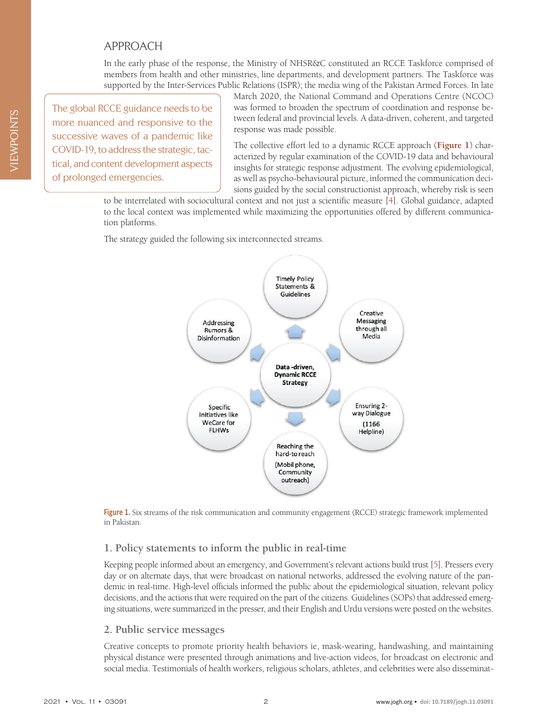## APPROACH

In the early phase of the response, the Ministry of NHSR&C constituted an RCCE Taskforce comprised of members from health and other ministries, line departments, and development partners. The Taskforce was supported by the Inter-Services Public Relations (ISPR); the media wing of the Pakistan Armed Forces. In late March 2020, the National Command and Operations Centre (NCOC) was formed to broaden the spectrum of coordination and response between federal and provincial levels. A data-driven, coherent, and targeted response was made possible.

> The global RCCE guidance needs to be more nuanced and responsive to the successive waves of a pandemic like COVID-19, to address the strategic, tactical, and content development aspects of prolonged emergencies.

The collective effort led to a dynamic RCCE approach (**Figure 1**) characterized by regular examination of the COVID-19 data and behavioural insights for strategic response adjustment. The evolving epidemiological, as well as psycho-behavioural picture, informed the communication decisions guided by the social constructionist approach, whereby risk is seen to be interrelated with sociocultural context and not just a scientific measure [4]. Global guidance, adapted to the local context was implemented while maximizing the opportunities offered by different communication platforms.

The strategy guided the following six interconnected streams.

Data-driven, Dynamic RCCE Strategy: Timely Policy Statements & Guidelines; Creative Messaging through all Media; Ensuring 2-way Dialogue (1166 Helpline); Reaching the hard-to reach (Mobil phone, Community outreach); Specific Initiatives like WeCare for FLHWs; Addressing Rumors & Disinformation

**Figure 1.** Six streams of the risk communication and community engagement (RCCE) strategic framework implemented in Pakistan.

### 1. Policy statements to inform the public in real-time

Keeping people informed about an emergency, and Government's relevant actions build trust [5]. Pressers every day or on alternate days, that were broadcast on national networks, addressed the evolving nature of the pandemic in real-time. High-level officials informed the public about the epidemiological situation, relevant policy decisions, and the actions that were required on the part of the citizens. Guidelines (SOPs) that addressed emerging situations, were summarized in the presser, and their English and Urdu versions were posted on the websites.

### 2. Public service messages

Creative concepts to promote priority health behaviors ie, mask-wearing, handwashing, and maintaining physical distance were presented through animations and live-action videos, for broadcast on electronic and social media. Testimonials of health workers, religious scholars, athletes, and celebrities were also disseminat-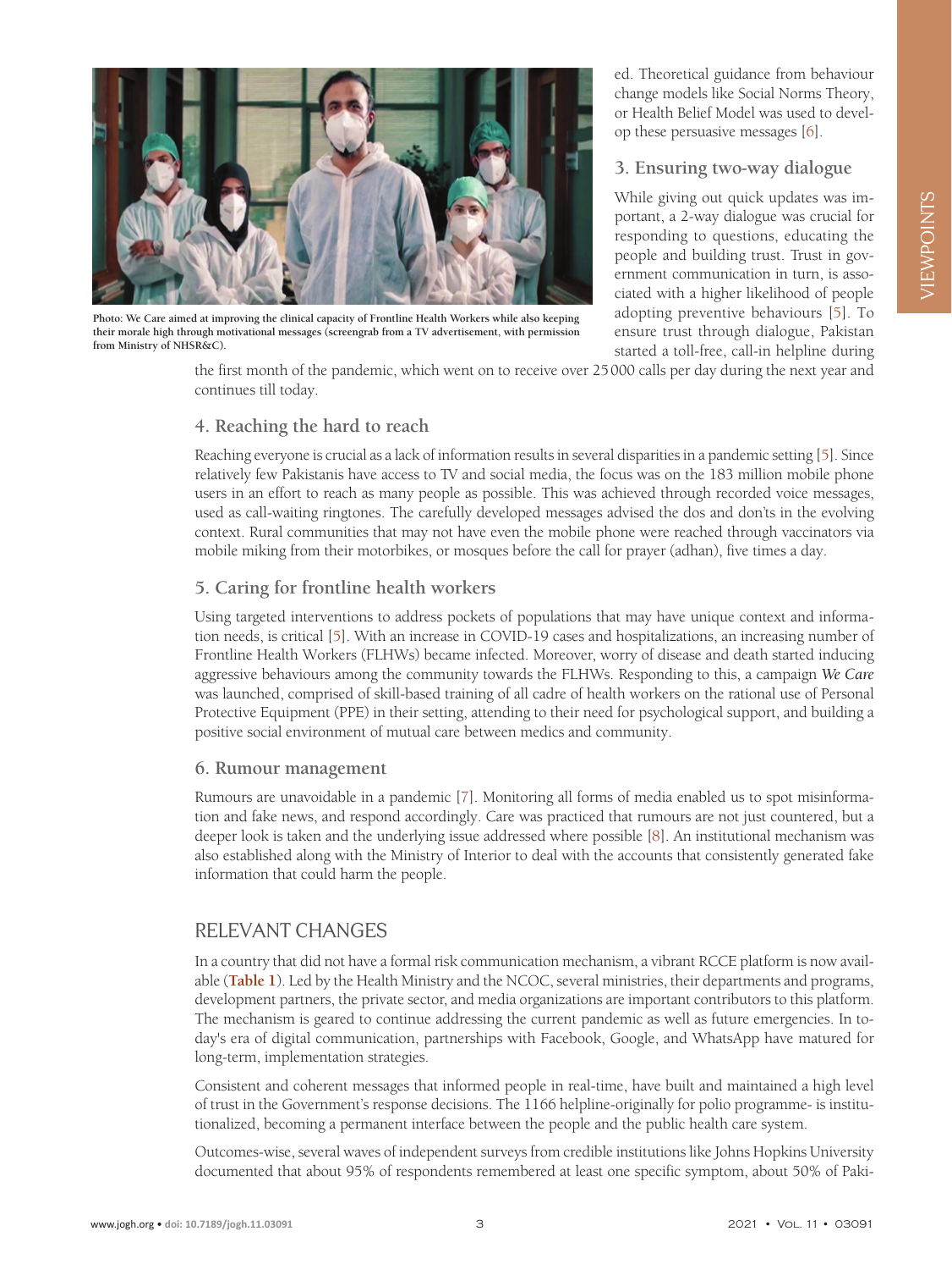Photo: We Care aimed at improving the clinical capacity of Frontline Health Workers while also keeping their morale high through motivational messages (screengrab from a TV advertisement, with permission from Ministry of NHSR&C).

ed. Theoretical guidance from behaviour change models like Social Norms Theory, or Health Belief Model was used to develop these persuasive messages [6].

### 3. Ensuring two-way dialogue

While giving out quick updates was important, a 2-way dialogue was crucial for responding to questions, educating the people and building trust. Trust in government communication in turn, is associated with a higher likelihood of people adopting preventive behaviours [5]. To ensure trust through dialogue, Pakistan started a toll-free, call-in helpline during the first month of the pandemic, which went on to receive over 25000 calls per day during the next year and continues till today.

### 4. Reaching the hard to reach

Reaching everyone is crucial as a lack of information results in several disparities in a pandemic setting [5]. Since relatively few Pakistanis have access to TV and social media, the focus was on the 183 million mobile phone users in an effort to reach as many people as possible. This was achieved through recorded voice messages, used as call-waiting ringtones. The carefully developed messages advised the dos and don'ts in the evolving context. Rural communities that may not have even the mobile phone were reached through vaccinators via mobile miking from their motorbikes, or mosques before the call for prayer (adhan), five times a day.

### 5. Caring for frontline health workers

Using targeted interventions to address pockets of populations that may have unique context and information needs, is critical [5]. With an increase in COVID-19 cases and hospitalizations, an increasing number of Frontline Health Workers (FLHWs) became infected. Moreover, worry of disease and death started inducing aggressive behaviours among the community towards the FLHWs. Responding to this, a campaign *We Care* was launched, comprised of skill-based training of all cadre of health workers on the rational use of Personal Protective Equipment (PPE) in their setting, attending to their need for psychological support, and building a positive social environment of mutual care between medics and community.

### 6. Rumour management

Rumours are unavoidable in a pandemic [7]. Monitoring all forms of media enabled us to spot misinformation and fake news, and respond accordingly. Care was practiced that rumours are not just countered, but a deeper look is taken and the underlying issue addressed where possible [8]. An institutional mechanism was also established along with the Ministry of Interior to deal with the accounts that consistently generated fake information that could harm the people.

## RELEVANT CHANGES

In a country that did not have a formal risk communication mechanism, a vibrant RCCE platform is now available (**Table 1**). Led by the Health Ministry and the NCOC, several ministries, their departments and programs, development partners, the private sector, and media organizations are important contributors to this platform. The mechanism is geared to continue addressing the current pandemic as well as future emergencies. In today's era of digital communication, partnerships with Facebook, Google, and WhatsApp have matured for long-term, implementation strategies.

Consistent and coherent messages that informed people in real-time, have built and maintained a high level of trust in the Government's response decisions. The 1166 helpline-originally for polio programme- is institutionalized, becoming a permanent interface between the people and the public health care system.

Outcomes-wise, several waves of independent surveys from credible institutions like Johns Hopkins University documented that about 95% of respondents remembered at least one specific symptom, about 50% of Paki-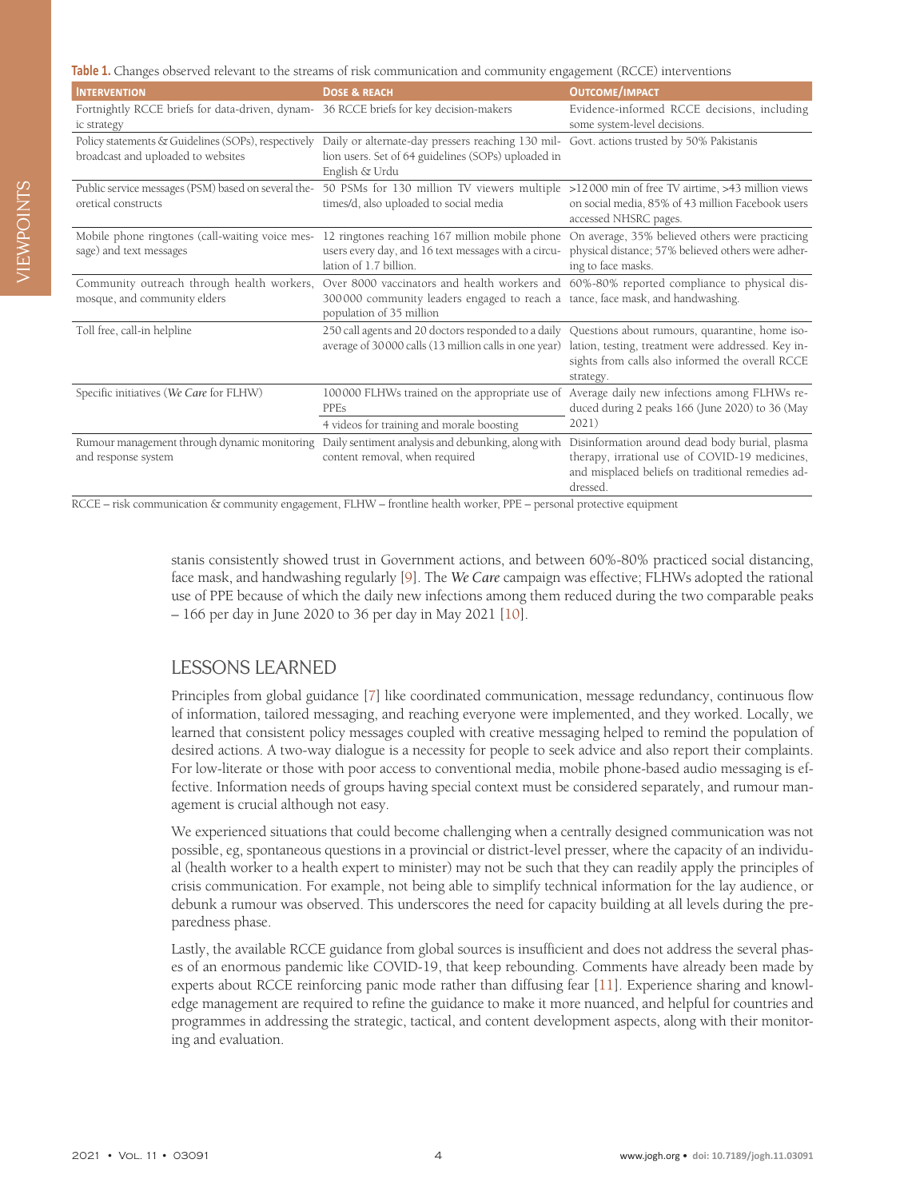**Table 1.** Changes observed relevant to the streams of risk communication and community engagement (RCCE) interventions

| INTERVENTION | DOSE & REACH | OUTCOME/IMPACT |
|---|---|---|
| Fortnightly RCCE briefs for data-driven, dynamic strategy | 36 RCCE briefs for key decision-makers | Evidence-informed RCCE decisions, including some system-level decisions. |
| Policy statements & Guidelines (SOPs), respectively broadcast and uploaded to websites | Daily or alternate-day pressers reaching 130 million users. Set of 64 guidelines (SOPs) uploaded in English & Urdu | Govt. actions trusted by 50% Pakistanis |
| Public service messages (PSM) based on several theoretical constructs | 50 PSMs for 130 million TV viewers multiple times/d, also uploaded to social media | >12 000 min of free TV airtime, >43 million views on social media, 85% of 43 million Facebook users accessed NHSRC pages. |
| Mobile phone ringtones (call-waiting voice message) and text messages | 12 ringtones reaching 167 million mobile phone users every day, and 16 text messages with a circulation of 1.7 billion. | On average, 35% believed others were practicing physical distance; 57% believed others were adhering to face masks. |
| Community outreach through health workers, mosque, and community elders | Over 8000 vaccinators and health workers and 300 000 community leaders engaged to reach a population of 35 million | 60%-80% reported compliance to physical distance, face mask, and handwashing. |
| Toll free, call-in helpline | 250 call agents and 20 doctors responded to a daily average of 30 000 calls (13 million calls in one year) | Questions about rumours, quarantine, home isolation, testing, treatment were addressed. Key insights from calls also informed the overall RCCE strategy. |
| Specific initiatives (*We Care* for FLHW) | 100 000 FLHWs trained on the appropriate use of PPEs | Average daily new infections among FLHWs reduced during 2 peaks 166 (June 2020) to 36 (May 2021) |
| | 4 videos for training and morale boosting | |
| Rumour management through dynamic monitoring and response system | Daily sentiment analysis and debunking, along with content removal, when required | Disinformation around dead body burial, plasma therapy, irrational use of COVID-19 medicines, and misplaced beliefs on traditional remedies addressed. |

RCCE – risk communication & community engagement, FLHW – frontline health worker, PPE – personal protective equipment

stanis consistently showed trust in Government actions, and between 60%-80% practiced social distancing, face mask, and handwashing regularly [9]. The *We Care* campaign was effective; FLHWs adopted the rational use of PPE because of which the daily new infections among them reduced during the two comparable peaks – 166 per day in June 2020 to 36 per day in May 2021 [10].

## LESSONS LEARNED

Principles from global guidance [7] like coordinated communication, message redundancy, continuous flow of information, tailored messaging, and reaching everyone were implemented, and they worked. Locally, we learned that consistent policy messages coupled with creative messaging helped to remind the population of desired actions. A two-way dialogue is a necessity for people to seek advice and also report their complaints. For low-literate or those with poor access to conventional media, mobile phone-based audio messaging is effective. Information needs of groups having special context must be considered separately, and rumour management is crucial although not easy.

We experienced situations that could become challenging when a centrally designed communication was not possible, eg, spontaneous questions in a provincial or district-level presser, where the capacity of an individual (health worker to a health expert to minister) may not be such that they can readily apply the principles of crisis communication. For example, not being able to simplify technical information for the lay audience, or debunk a rumour was observed. This underscores the need for capacity building at all levels during the preparedness phase.

Lastly, the available RCCE guidance from global sources is insufficient and does not address the several phases of an enormous pandemic like COVID-19, that keep rebounding. Comments have already been made by experts about RCCE reinforcing panic mode rather than diffusing fear [11]. Experience sharing and knowledge management are required to refine the guidance to make it more nuanced, and helpful for countries and programmes in addressing the strategic, tactical, and content development aspects, along with their monitoring and evaluation.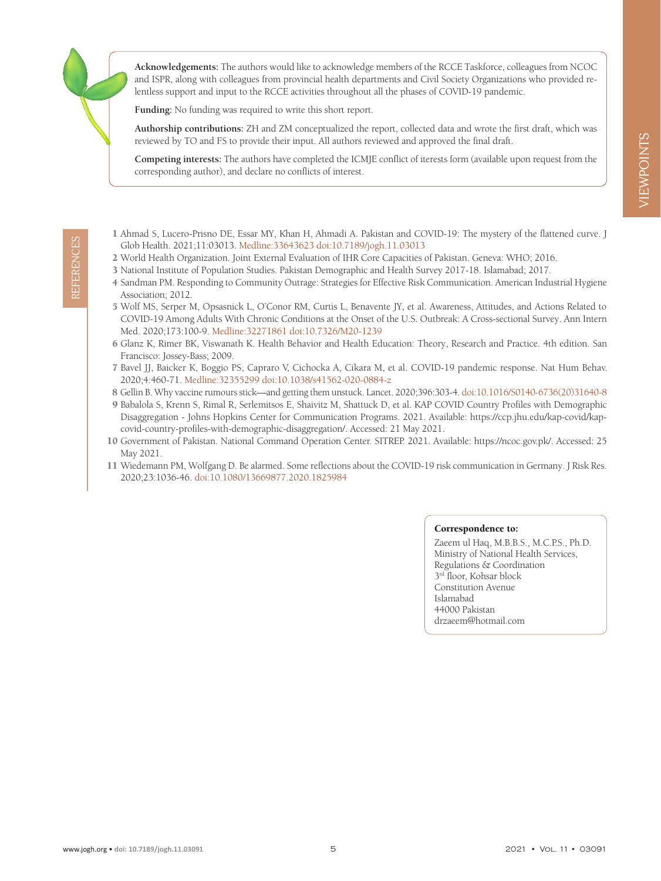**Acknowledgements:** The authors would like to acknowledge members of the RCCE Taskforce, colleagues from NCOC and ISPR, along with colleagues from provincial health departments and Civil Society Organizations who provided relentless support and input to the RCCE activities throughout all the phases of COVID-19 pandemic.

**Funding:** No funding was required to write this short report.

**Authorship contributions:** ZH and ZM conceptualized the report, collected data and wrote the first draft, which was reviewed by TO and FS to provide their input. All authors reviewed and approved the final draft.

**Competing interests:** The authors have completed the ICMJE conflict of iterests form (available upon request from the corresponding author), and declare no conflicts of interest.

## REFERENCES

1. Ahmad S, Lucero-Prisno DE, Essar MY, Khan H, Ahmadi A. Pakistan and COVID-19: The mystery of the flattened curve. J Glob Health. 2021;11:03013. Medline:33643623 doi:10.7189/jogh.11.03013
2. World Health Organization. Joint External Evaluation of IHR Core Capacities of Pakistan. Geneva: WHO; 2016.
3. National Institute of Population Studies. Pakistan Demographic and Health Survey 2017-18. Islamabad; 2017.
4. Sandman PM. Responding to Community Outrage: Strategies for Effective Risk Communication. American Industrial Hygiene Association; 2012.
5. Wolf MS, Serper M, Opsasnick L, O'Conor RM, Curtis L, Benavente JY, et al. Awareness, Attitudes, and Actions Related to COVID-19 Among Adults With Chronic Conditions at the Onset of the U.S. Outbreak: A Cross-sectional Survey. Ann Intern Med. 2020;173:100-9. Medline:32271861 doi:10.7326/M20-1239
6. Glanz K, Rimer BK, Viswanath K. Health Behavior and Health Education: Theory, Research and Practice. 4th edition. San Francisco: Jossey-Bass; 2009.
7. Bavel JJ, Baicker K, Boggio PS, Capraro V, Cichocka A, Cikara M, et al. COVID-19 pandemic response. Nat Hum Behav. 2020;4:460-71. Medline:32355299 doi:10.1038/s41562-020-0884-z
8. Gellin B. Why vaccine rumours stick—and getting them unstuck. Lancet. 2020;396:303-4. doi:10.1016/S0140-6736(20)31640-8
9. Babalola S, Krenn S, Rimal R, Serlemitsos E, Shaivitz M, Shattuck D, et al. KAP COVID Country Profiles with Demographic Disaggregation - Johns Hopkins Center for Communication Programs. 2021. Available: https://ccp.jhu.edu/kap-covid/kap-covid-country-profiles-with-demographic-disaggregation/. Accessed: 21 May 2021.
10. Government of Pakistan. National Command Operation Center. SITREP. 2021. Available: https://ncoc.gov.pk/. Accessed: 25 May 2021.
11. Wiedemann PM, Wolfgang D. Be alarmed. Some reflections about the COVID-19 risk communication in Germany. J Risk Res. 2020;23:1036-46. doi:10.1080/13669877.2020.1825984

**Correspondence to:**

Zaeem ul Haq, M.B.B.S., M.C.P.S., Ph.D.
Ministry of National Health Services, Regulations & Coordination
3rd floor, Kohsar block
Constitution Avenue
Islamabad
44000 Pakistan
drzaeem@hotmail.com